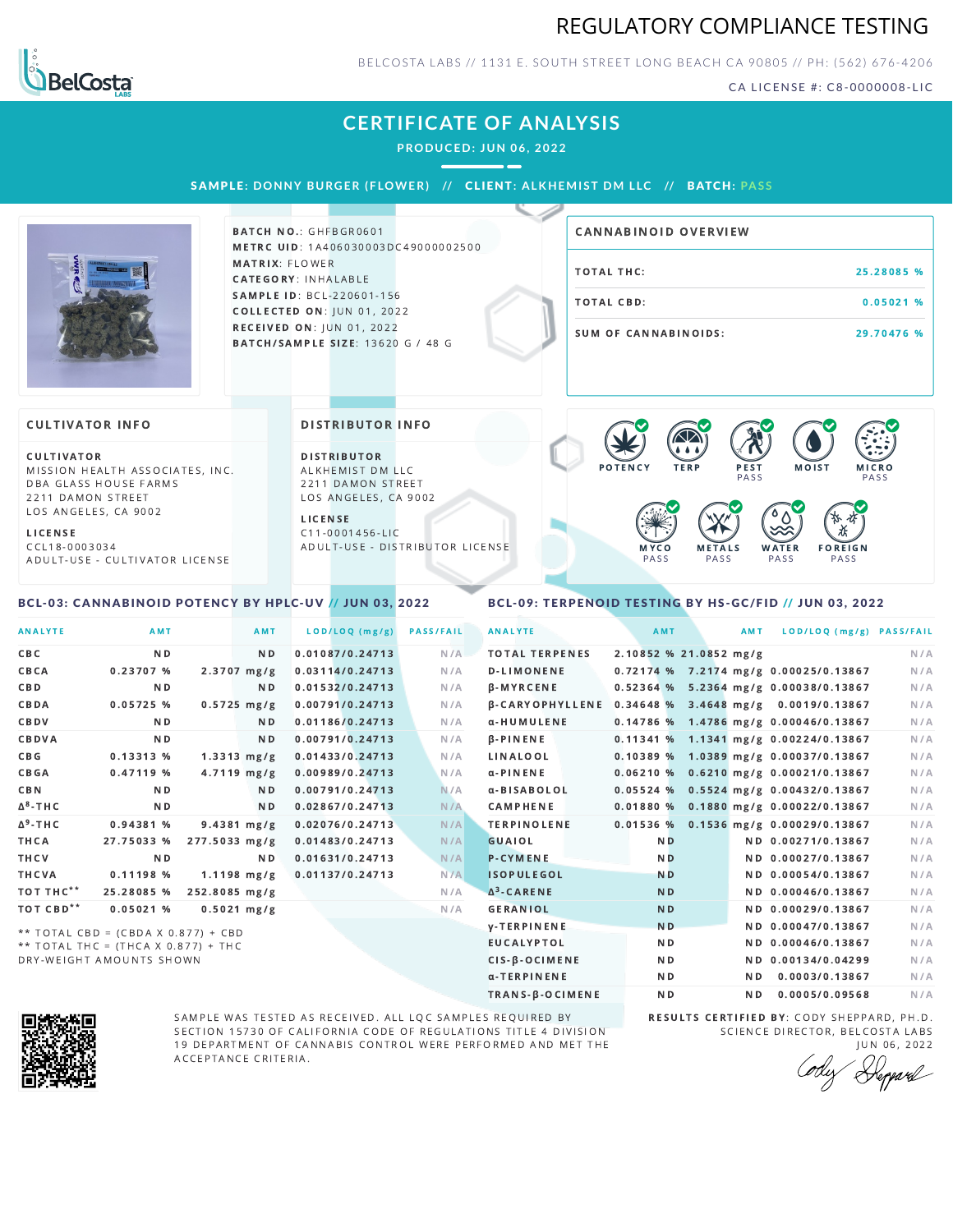# REGULATORY COMPLIANCE TESTING

BELCOSTA LABS // 1131 E. SOUTH STREET LONG BEACH CA 90805 // PH: (562) 676-4206

CA LICENSE #: C8-0000008-LIC

## CERTIFICATE OF ANALYSIS

PRODUCED: JUN 06, 2022

**SAMPLE:** DONNY BURGER (FLOWER) // **CLIENT:** ALKHEMIST DM LLC // **BATCH:** PASS

**BATCH NO.:** GHFBGR0601
**METRC UID:** 1A406030003DC49000002500
**MATRIX:** FLOWER
**CATEGORY:** INHALABLE
**SAMPLE ID:** BCL-220601-156
**COLLECTED ON:** JUN 01, 2022
**RECEIVED ON:** JUN 01, 2022
**BATCH/SAMPLE SIZE:** 13620 G / 48 G

### CANNABINOID OVERVIEW

| | |
|---|---|
| TOTAL THC: | 25.28085 % |
| TOTAL CBD: | 0.05021 % |
| SUM OF CANNABINOIDS: | 29.70476 % |

### CULTIVATOR INFO

**CULTIVATOR**
MISSION HEALTH ASSOCIATES, INC.
DBA GLASS HOUSE FARMS
2211 DAMON STREET
LOS ANGELES, CA 9002

**LICENSE**
CCL18-0003034
ADULT-USE - CULTIVATOR LICENSE

### DISTRIBUTOR INFO

**DISTRIBUTOR**
ALKHEMIST DM LLC
2211 DAMON STREET
LOS ANGELES, CA 9002

**LICENSE**
C11-0001456-LIC
ADULT-USE - DISTRIBUTOR LICENSE

POTENCY | TERP | PEST PASS | MOIST | MICRO PASS | MYCO PASS | METALS PASS | WATER PASS | FOREIGN PASS

### BCL-03: CANNABINOID POTENCY BY HPLC-UV // JUN 03, 2022

| ANALYTE | AMT | AMT | LOD/LOQ (mg/g) | PASS/FAIL |
|---|---|---|---|---|
| CBC | ND | ND | 0.01087/0.24713 | N/A |
| CBCA | 0.23707 % | 2.3707 mg/g | 0.03114/0.24713 | N/A |
| CBD | ND | ND | 0.01532/0.24713 | N/A |
| CBDA | 0.05725 % | 0.5725 mg/g | 0.00791/0.24713 | N/A |
| CBDV | ND | ND | 0.01186/0.24713 | N/A |
| CBDVA | ND | ND | 0.00791/0.24713 | N/A |
| CBG | 0.13313 % | 1.3313 mg/g | 0.01433/0.24713 | N/A |
| CBGA | 0.47119 % | 4.7119 mg/g | 0.00989/0.24713 | N/A |
| CBN | ND | ND | 0.00791/0.24713 | N/A |
| $\Delta^8$-THC | ND | ND | 0.02867/0.24713 | N/A |
| $\Delta^9$-THC | 0.94381 % | 9.4381 mg/g | 0.02076/0.24713 | N/A |
| THCA | 27.75033 % | 277.5033 mg/g | 0.01483/0.24713 | N/A |
| THCV | ND | ND | 0.01631/0.24713 | N/A |
| THCVA | 0.11198 % | 1.1198 mg/g | 0.01137/0.24713 | N/A |
| TOT THC** | 25.28085 % | 252.8085 mg/g | | N/A |
| TOT CBD** | 0.05021 % | 0.5021 mg/g | | N/A |

** TOTAL CBD = (CBDA X 0.877) + CBD
** TOTAL THC = (THCA X 0.877) + THC
DRY-WEIGHT AMOUNTS SHOWN

### BCL-09: TERPENOID TESTING BY HS-GC/FID // JUN 03, 2022

| ANALYTE | AMT | AMT | LOD/LOQ (mg/g) | PASS/FAIL |
|---|---|---|---|---|
| TOTAL TERPENES | 2.10852 % | 21.0852 mg/g | | N/A |
| D-LIMONENE | 0.72174 % | 7.2174 mg/g | 0.00025/0.13867 | N/A |
| β-MYRCENE | 0.52364 % | 5.2364 mg/g | 0.00038/0.13867 | N/A |
| β-CARYOPHYLLENE | 0.34648 % | 3.4648 mg/g | 0.0019/0.13867 | N/A |
| α-HUMULENE | 0.14786 % | 1.4786 mg/g | 0.00046/0.13867 | N/A |
| β-PINENE | 0.11341 % | 1.1341 mg/g | 0.00224/0.13867 | N/A |
| LINALOOL | 0.10389 % | 1.0389 mg/g | 0.00037/0.13867 | N/A |
| α-PINENE | 0.06210 % | 0.6210 mg/g | 0.00021/0.13867 | N/A |
| α-BISABOLOL | 0.05524 % | 0.5524 mg/g | 0.00432/0.13867 | N/A |
| CAMPHENE | 0.01880 % | 0.1880 mg/g | 0.00022/0.13867 | N/A |
| TERPINOLENE | 0.01536 % | 0.1536 mg/g | 0.00029/0.13867 | N/A |
| GUAIOL | ND | ND | 0.00271/0.13867 | N/A |
| P-CYMENE | ND | ND | 0.00027/0.13867 | N/A |
| ISOPULEGOL | ND | ND | 0.00054/0.13867 | N/A |
| $\Delta^3$-CARENE | ND | ND | 0.00046/0.13867 | N/A |
| GERANIOL | ND | ND | 0.00029/0.13867 | N/A |
| γ-TERPINENE | ND | ND | 0.00047/0.13867 | N/A |
| EUCALYPTOL | ND | ND | 0.00046/0.13867 | N/A |
| CIS-β-OCIMENE | ND | ND | 0.00134/0.04299 | N/A |
| α-TERPINENE | ND | ND | 0.0003/0.13867 | N/A |
| TRANS-β-OCIMENE | ND | ND | 0.0005/0.09568 | N/A |

SAMPLE WAS TESTED AS RECEIVED. ALL LQC SAMPLES REQUIRED BY SECTION 15730 OF CALIFORNIA CODE OF REGULATIONS TITLE 4 DIVISION 19 DEPARTMENT OF CANNABIS CONTROL WERE PERFORMED AND MET THE ACCEPTANCE CRITERIA.

**RESULTS CERTIFIED BY:** CODY SHEPPARD, PH.D.
SCIENCE DIRECTOR, BELCOSTA LABS
JUN 06, 2022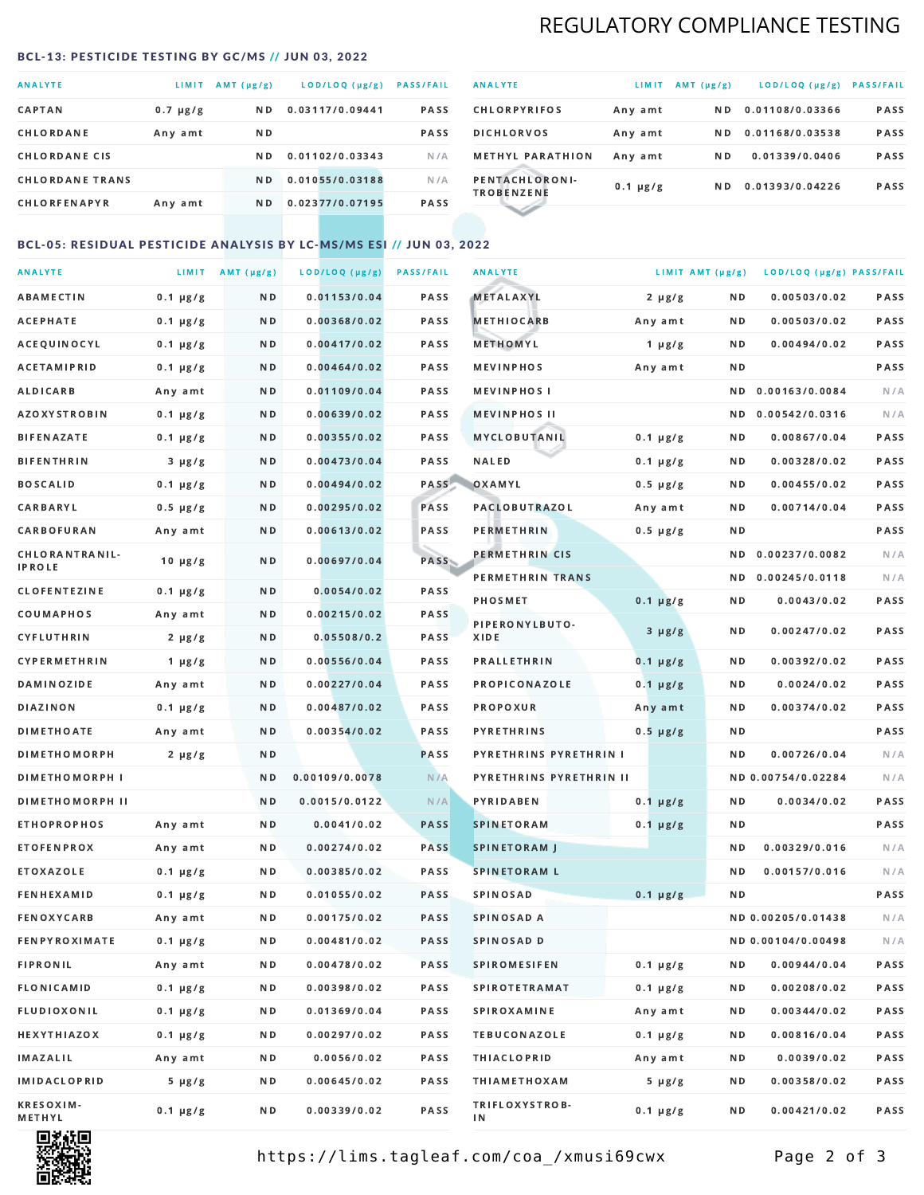# REGULATORY COMPLIANCE TESTING

## BCL-13: PESTICIDE TESTING BY GC/MS // JUN 03, 2022

| ANALYTE | LIMIT | AMT (µg/g) | LOD/LOQ (µg/g) | PASS/FAIL |
|---|---|---|---|---|
| CAPTAN | 0.7 µg/g | ND | 0.03117/0.09441 | PASS |
| CHLORDANE | Any amt | ND | | PASS |
| CHLORDANE CIS | | ND | 0.01102/0.03343 | N/A |
| CHLORDANE TRANS | | ND | 0.01055/0.03188 | N/A |
| CHLORFENAPYR | Any amt | ND | 0.02377/0.07195 | PASS |
| CHLORPYRIFOS | Any amt | ND | 0.01108/0.03366 | PASS |
| DICHLORVOS | Any amt | ND | 0.01168/0.03538 | PASS |
| METHYL PARATHION | Any amt | ND | 0.01339/0.0406 | PASS |
| PENTACHLORONITROBENZENE | 0.1 µg/g | ND | 0.01393/0.04226 | PASS |

## BCL-05: RESIDUAL PESTICIDE ANALYSIS BY LC-MS/MS ESI // JUN 03, 2022

| ANALYTE | LIMIT | AMT (µg/g) | LOD/LOQ (µg/g) | PASS/FAIL |
|---|---|---|---|---|
| ABAMECTIN | 0.1 µg/g | ND | 0.01153/0.04 | PASS |
| ACEPHATE | 0.1 µg/g | ND | 0.00368/0.02 | PASS |
| ACEQUINOCYL | 0.1 µg/g | ND | 0.00417/0.02 | PASS |
| ACETAMIPRID | 0.1 µg/g | ND | 0.00464/0.02 | PASS |
| ALDICARB | Any amt | ND | 0.01109/0.04 | PASS |
| AZOXYSTROBIN | 0.1 µg/g | ND | 0.00639/0.02 | PASS |
| BIFENAZATE | 0.1 µg/g | ND | 0.00355/0.02 | PASS |
| BIFENTHRIN | 3 µg/g | ND | 0.00473/0.04 | PASS |
| BOSCALID | 0.1 µg/g | ND | 0.00494/0.02 | PASS |
| CARBARYL | 0.5 µg/g | ND | 0.00295/0.02 | PASS |
| CARBOFURAN | Any amt | ND | 0.00613/0.02 | PASS |
| CHLORANTRANILIPROLE | 10 µg/g | ND | 0.00697/0.04 | PASS |
| CLOFENTEZINE | 0.1 µg/g | ND | 0.0054/0.02 | PASS |
| COUMAPHOS | Any amt | ND | 0.00215/0.02 | PASS |
| CYFLUTHRIN | 2 µg/g | ND | 0.05508/0.2 | PASS |
| CYPERMETHRIN | 1 µg/g | ND | 0.00556/0.04 | PASS |
| DAMINOZIDE | Any amt | ND | 0.00227/0.04 | PASS |
| DIAZINON | 0.1 µg/g | ND | 0.00487/0.02 | PASS |
| DIMETHOATE | Any amt | ND | 0.00354/0.02 | PASS |
| DIMETHOMORPH | 2 µg/g | ND | | PASS |
| DIMETHOMORPH I | | ND | 0.00109/0.0078 | N/A |
| DIMETHOMORPH II | | ND | 0.0015/0.0122 | N/A |
| ETHOPROPHOS | Any amt | ND | 0.0041/0.02 | PASS |
| ETOFENPROX | Any amt | ND | 0.00274/0.02 | PASS |
| ETOXAZOLE | 0.1 µg/g | ND | 0.00385/0.02 | PASS |
| FENHEXAMID | 0.1 µg/g | ND | 0.01055/0.02 | PASS |
| FENOXYCARB | Any amt | ND | 0.00175/0.02 | PASS |
| FENPYROXIMATE | 0.1 µg/g | ND | 0.00481/0.02 | PASS |
| FIPRONIL | Any amt | ND | 0.00478/0.02 | PASS |
| FLONICAMID | 0.1 µg/g | ND | 0.00398/0.02 | PASS |
| FLUDIOXONIL | 0.1 µg/g | ND | 0.01369/0.04 | PASS |
| HEXYTHIAZOX | 0.1 µg/g | ND | 0.00297/0.02 | PASS |
| IMAZALIL | Any amt | ND | 0.0056/0.02 | PASS |
| IMIDACLOPRID | 5 µg/g | ND | 0.00645/0.02 | PASS |
| KRESOXIM-METHYL | 0.1 µg/g | ND | 0.00339/0.02 | PASS |
| METALAXYL | 2 µg/g | ND | 0.00503/0.02 | PASS |
| METHIOCARB | Any amt | ND | 0.00503/0.02 | PASS |
| METHOMYL | 1 µg/g | ND | 0.00494/0.02 | PASS |
| MEVINPHOS | Any amt | ND | | PASS |
| MEVINPHOS I | | ND | 0.00163/0.0084 | N/A |
| MEVINPHOS II | | ND | 0.00542/0.0316 | N/A |
| MYCLOBUTANIL | 0.1 µg/g | ND | 0.00867/0.04 | PASS |
| NALED | 0.1 µg/g | ND | 0.00328/0.02 | PASS |
| OXAMYL | 0.5 µg/g | ND | 0.00455/0.02 | PASS |
| PACLOBUTRAZOL | Any amt | ND | 0.00714/0.04 | PASS |
| PERMETHRIN | 0.5 µg/g | ND | | PASS |
| PERMETHRIN CIS | | ND | 0.00237/0.0082 | N/A |
| PERMETHRIN TRANS | | ND | 0.00245/0.0118 | N/A |
| PHOSMET | 0.1 µg/g | ND | 0.0043/0.02 | PASS |
| PIPERONYLBUTOXIDE | 3 µg/g | ND | 0.00247/0.02 | PASS |
| PRALLETHRIN | 0.1 µg/g | ND | 0.00392/0.02 | PASS |
| PROPICONAZOLE | 0.1 µg/g | ND | 0.0024/0.02 | PASS |
| PROPOXUR | Any amt | ND | 0.00374/0.02 | PASS |
| PYRETHRINS | 0.5 µg/g | ND | | PASS |
| PYRETHRINS PYRETHRIN I | | ND | 0.00726/0.04 | N/A |
| PYRETHRINS PYRETHRIN II | | ND | 0.00754/0.02284 | N/A |
| PYRIDABEN | 0.1 µg/g | ND | 0.0034/0.02 | PASS |
| SPINETORAM | 0.1 µg/g | ND | | PASS |
| SPINETORAM J | | ND | 0.00329/0.016 | N/A |
| SPINETORAM L | | ND | 0.00157/0.016 | N/A |
| SPINOSAD | 0.1 µg/g | ND | | PASS |
| SPINOSAD A | | ND | 0.00205/0.01438 | N/A |
| SPINOSAD D | | ND | 0.00104/0.00498 | N/A |
| SPIROMESIFEN | 0.1 µg/g | ND | 0.00944/0.04 | PASS |
| SPIROTETRAMAT | 0.1 µg/g | ND | 0.00208/0.02 | PASS |
| SPIROXAMINE | Any amt | ND | 0.00344/0.02 | PASS |
| TEBUCONAZOLE | 0.1 µg/g | ND | 0.00816/0.04 | PASS |
| THIACLOPRID | Any amt | ND | 0.0039/0.02 | PASS |
| THIAMETHOXAM | 5 µg/g | ND | 0.00358/0.02 | PASS |
| TRIFLOXYSTROBIN | 0.1 µg/g | ND | 0.00421/0.02 | PASS |

https://lims.tagleaf.com/coa_/xmusi69cwx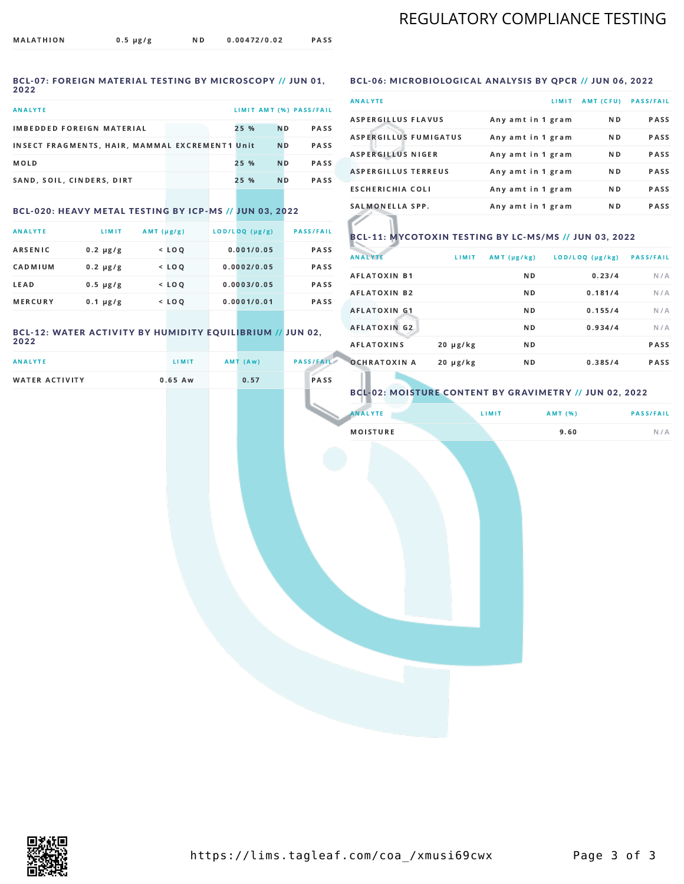# REGULATORY COMPLIANCE TESTING

| | | | | |
|---|---|---|---|---|
| MALATHION | 0.5 µg/g | ND | 0.00472/0.02 | PASS |

## BCL-07: FOREIGN MATERIAL TESTING BY MICROSCOPY // JUN 01, 2022

| ANALYTE | LIMIT | AMT (%) | PASS/FAIL |
|---|---|---|---|
| IMBEDDED FOREIGN MATERIAL | 25 % | ND | PASS |
| INSECT FRAGMENTS, HAIR, MAMMAL EXCREMENT | 1 Unit | ND | PASS |
| MOLD | 25 % | ND | PASS |
| SAND, SOIL, CINDERS, DIRT | 25 % | ND | PASS |

## BCL-020: HEAVY METAL TESTING BY ICP-MS // JUN 03, 2022

| ANALYTE | LIMIT | AMT (µg/g) | LOD/LOQ (µg/g) | PASS/FAIL |
|---|---|---|---|---|
| ARSENIC | 0.2 µg/g | < LOQ | 0.001/0.05 | PASS |
| CADMIUM | 0.2 µg/g | < LOQ | 0.0002/0.05 | PASS |
| LEAD | 0.5 µg/g | < LOQ | 0.0003/0.05 | PASS |
| MERCURY | 0.1 µg/g | < LOQ | 0.0001/0.01 | PASS |

## BCL-12: WATER ACTIVITY BY HUMIDITY EQUILIBRIUM // JUN 02, 2022

| ANALYTE | LIMIT | AMT (Aw) | PASS/FAIL |
|---|---|---|---|
| WATER ACTIVITY | 0.65 Aw | 0.57 | PASS |

## BCL-06: MICROBIOLOGICAL ANALYSIS BY QPCR // JUN 06, 2022

| ANALYTE | LIMIT | AMT (CFU) | PASS/FAIL |
|---|---|---|---|
| ASPERGILLUS FLAVUS | Any amt in 1 gram | ND | PASS |
| ASPERGILLUS FUMIGATUS | Any amt in 1 gram | ND | PASS |
| ASPERGILLUS NIGER | Any amt in 1 gram | ND | PASS |
| ASPERGILLUS TERREUS | Any amt in 1 gram | ND | PASS |
| ESCHERICHIA COLI | Any amt in 1 gram | ND | PASS |
| SALMONELLA SPP. | Any amt in 1 gram | ND | PASS |

## BCL-11: MYCOTOXIN TESTING BY LC-MS/MS // JUN 03, 2022

| ANALYTE | LIMIT | AMT (µg/kg) | LOD/LOQ (µg/kg) | PASS/FAIL |
|---|---|---|---|---|
| AFLATOXIN B1 | | ND | 0.23/4 | N/A |
| AFLATOXIN B2 | | ND | 0.181/4 | N/A |
| AFLATOXIN G1 | | ND | 0.155/4 | N/A |
| AFLATOXIN G2 | | ND | 0.934/4 | N/A |
| AFLATOXINS | 20 µg/kg | ND | | PASS |
| OCHRATOXIN A | 20 µg/kg | ND | 0.385/4 | PASS |

## BCL-02: MOISTURE CONTENT BY GRAVIMETRY // JUN 02, 2022

| ANALYTE | LIMIT | AMT (%) | PASS/FAIL |
|---|---|---|---|
| MOISTURE | | 9.60 | N/A |

https://lims.tagleaf.com/coa_/xmusi69cwx